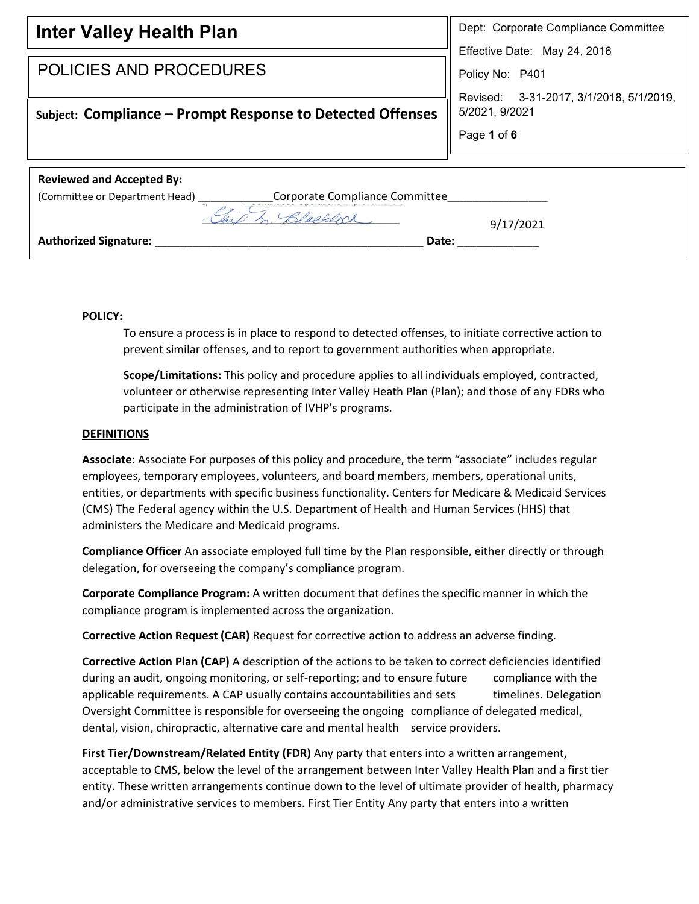| **Inter Valley Health Plan** | Dept: Corporate Compliance Committee |
|---|---|
| POLICIES AND PROCEDURES | Effective Date: May 24, 2016 |
| | Policy No: P401 |
| **Subject: Compliance – Prompt Response to Detected Offenses** | Revised: 3-31-2017, 3/1/2018, 5/1/2019, 5/2021, 9/2021 |

**Reviewed and Accepted By:**

(Committee or Department Head) ____________Corporate Compliance Committee________________

**Authorized Signature:** _____________________________________________ **Date:** 9/17/2021

**POLICY:**

To ensure a process is in place to respond to detected offenses, to initiate corrective action to prevent similar offenses, and to report to government authorities when appropriate.

**Scope/Limitations:** This policy and procedure applies to all individuals employed, contracted, volunteer or otherwise representing Inter Valley Heath Plan (Plan); and those of any FDRs who participate in the administration of IVHP's programs.

**DEFINITIONS**

**Associate**: Associate For purposes of this policy and procedure, the term "associate" includes regular employees, temporary employees, volunteers, and board members, members, operational units, entities, or departments with specific business functionality. Centers for Medicare & Medicaid Services (CMS) The Federal agency within the U.S. Department of Health and Human Services (HHS) that administers the Medicare and Medicaid programs.

**Compliance Officer** An associate employed full time by the Plan responsible, either directly or through delegation, for overseeing the company's compliance program.

**Corporate Compliance Program:** A written document that defines the specific manner in which the compliance program is implemented across the organization.

**Corrective Action Request (CAR)** Request for corrective action to address an adverse finding.

**Corrective Action Plan (CAP)** A description of the actions to be taken to correct deficiencies identified during an audit, ongoing monitoring, or self-reporting; and to ensure future compliance with the applicable requirements. A CAP usually contains accountabilities and sets timelines. Delegation Oversight Committee is responsible for overseeing the ongoing compliance of delegated medical, dental, vision, chiropractic, alternative care and mental health service providers.

**First Tier/Downstream/Related Entity (FDR)** Any party that enters into a written arrangement, acceptable to CMS, below the level of the arrangement between Inter Valley Health Plan and a first tier entity. These written arrangements continue down to the level of ultimate provider of health, pharmacy and/or administrative services to members. First Tier Entity Any party that enters into a written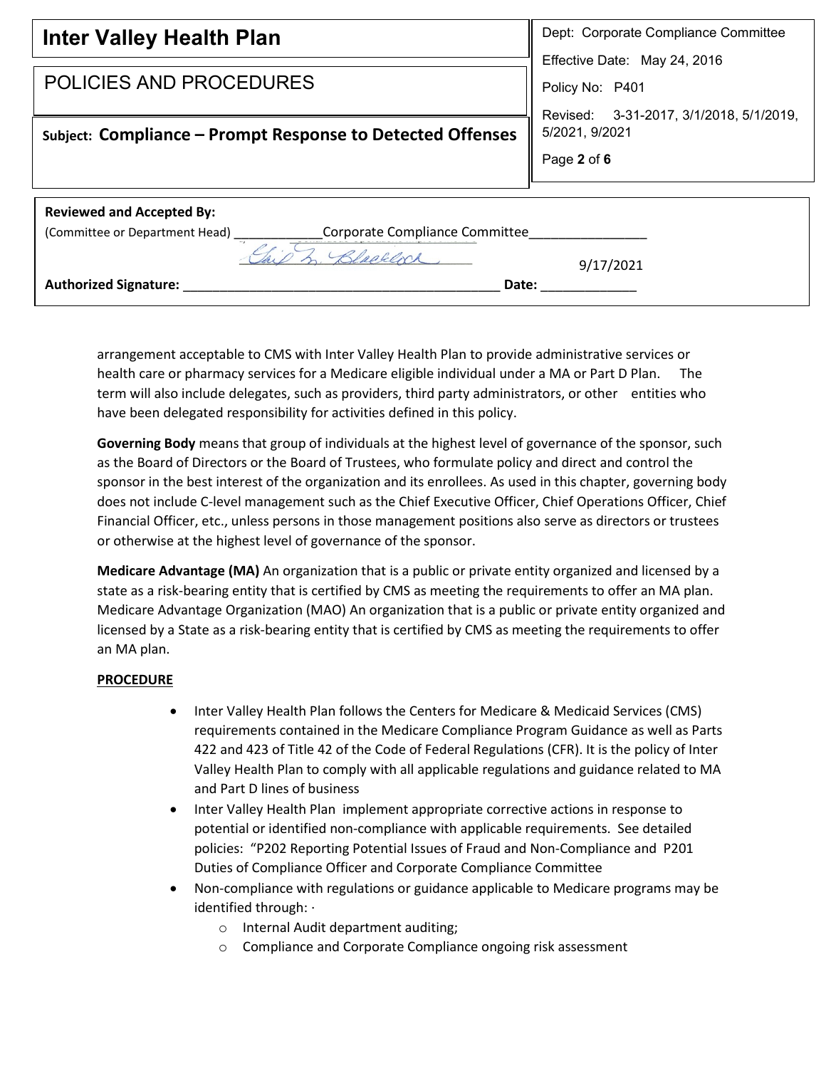arrangement acceptable to CMS with Inter Valley Health Plan to provide administrative services or health care or pharmacy services for a Medicare eligible individual under a MA or Part D Plan. The term will also include delegates, such as providers, third party administrators, or other entities who have been delegated responsibility for activities defined in this policy.

**Governing Body** means that group of individuals at the highest level of governance of the sponsor, such as the Board of Directors or the Board of Trustees, who formulate policy and direct and control the sponsor in the best interest of the organization and its enrollees. As used in this chapter, governing body does not include C-level management such as the Chief Executive Officer, Chief Operations Officer, Chief Financial Officer, etc., unless persons in those management positions also serve as directors or trustees or otherwise at the highest level of governance of the sponsor.

**Medicare Advantage (MA)** An organization that is a public or private entity organized and licensed by a state as a risk-bearing entity that is certified by CMS as meeting the requirements to offer an MA plan. Medicare Advantage Organization (MAO) An organization that is a public or private entity organized and licensed by a State as a risk-bearing entity that is certified by CMS as meeting the requirements to offer an MA plan.

**PROCEDURE**

- Inter Valley Health Plan follows the Centers for Medicare & Medicaid Services (CMS) requirements contained in the Medicare Compliance Program Guidance as well as Parts 422 and 423 of Title 42 of the Code of Federal Regulations (CFR). It is the policy of Inter Valley Health Plan to comply with all applicable regulations and guidance related to MA and Part D lines of business
- Inter Valley Health Plan implement appropriate corrective actions in response to potential or identified non-compliance with applicable requirements. See detailed policies: "P202 Reporting Potential Issues of Fraud and Non-Compliance and P201 Duties of Compliance Officer and Corporate Compliance Committee
- Non-compliance with regulations or guidance applicable to Medicare programs may be identified through: ·
  - Internal Audit department auditing;
  - Compliance and Corporate Compliance ongoing risk assessment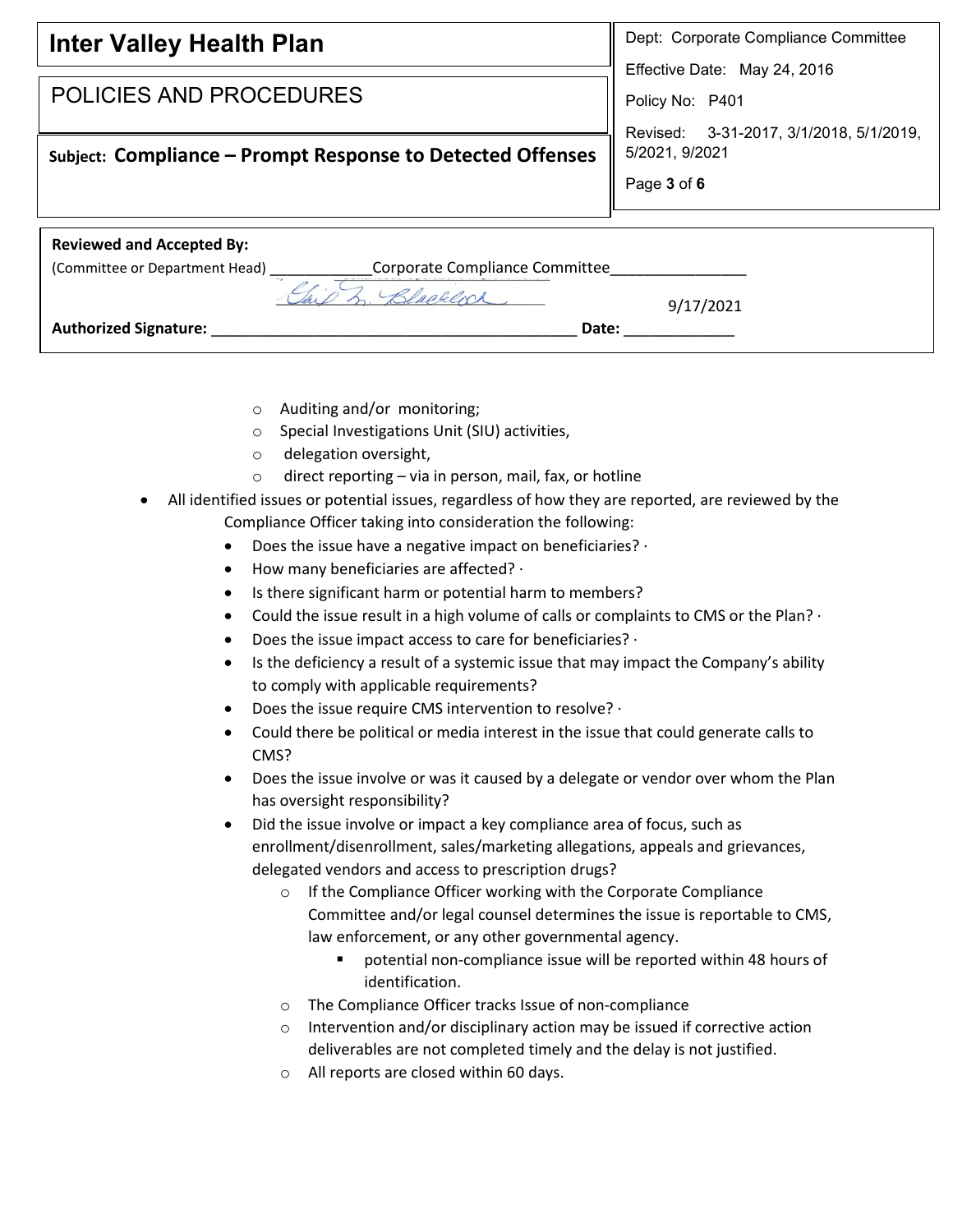- Auditing and/or monitoring;
  - Special Investigations Unit (SIU) activities,
  - delegation oversight,
  - direct reporting – via in person, mail, fax, or hotline
- All identified issues or potential issues, regardless of how they are reported, are reviewed by the Compliance Officer taking into consideration the following:
  - Does the issue have a negative impact on beneficiaries? ·
  - How many beneficiaries are affected? ·
  - Is there significant harm or potential harm to members?
  - Could the issue result in a high volume of calls or complaints to CMS or the Plan? ·
  - Does the issue impact access to care for beneficiaries? ·
  - Is the deficiency a result of a systemic issue that may impact the Company's ability to comply with applicable requirements?
  - Does the issue require CMS intervention to resolve? ·
  - Could there be political or media interest in the issue that could generate calls to CMS?
  - Does the issue involve or was it caused by a delegate or vendor over whom the Plan has oversight responsibility?
  - Did the issue involve or impact a key compliance area of focus, such as enrollment/disenrollment, sales/marketing allegations, appeals and grievances, delegated vendors and access to prescription drugs?
    - If the Compliance Officer working with the Corporate Compliance Committee and/or legal counsel determines the issue is reportable to CMS, law enforcement, or any other governmental agency.
      - potential non-compliance issue will be reported within 48 hours of identification.
    - The Compliance Officer tracks Issue of non-compliance
    - Intervention and/or disciplinary action may be issued if corrective action deliverables are not completed timely and the delay is not justified.
    - All reports are closed within 60 days.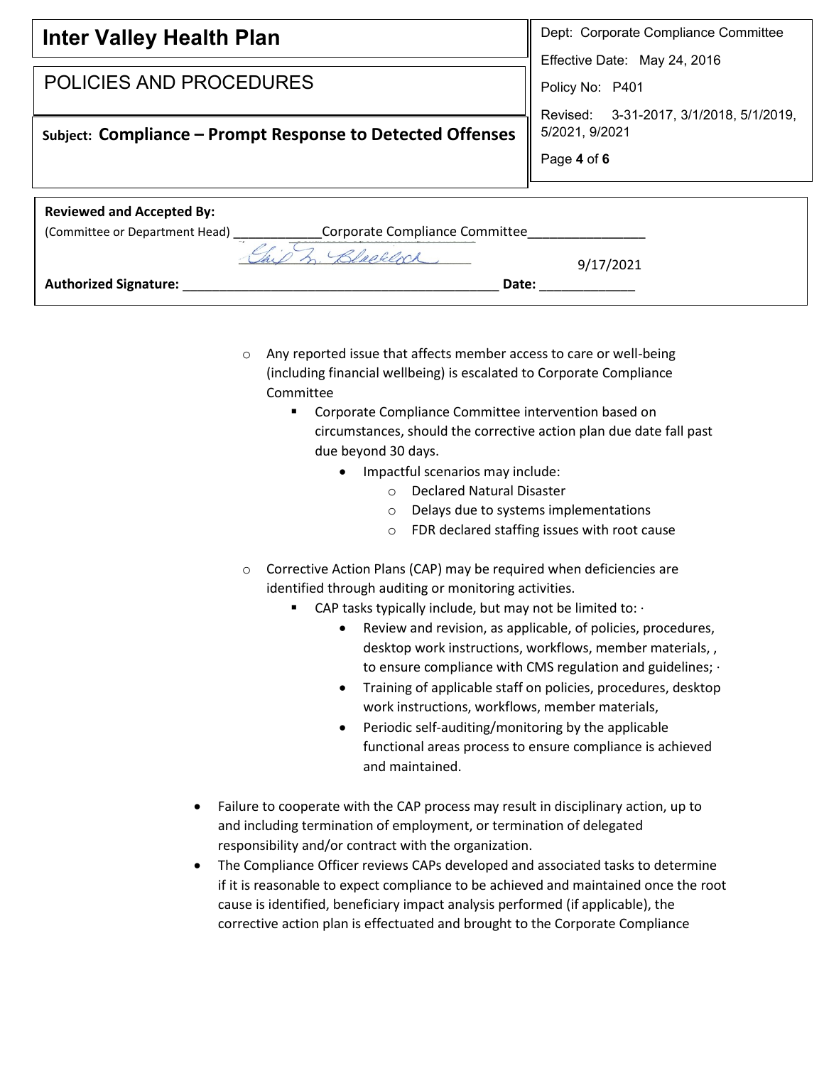- Any reported issue that affects member access to care or well-being (including financial wellbeing) is escalated to Corporate Compliance Committee
  - Corporate Compliance Committee intervention based on circumstances, should the corrective action plan due date fall past due beyond 30 days.
    - Impactful scenarios may include:
      - Declared Natural Disaster
      - Delays due to systems implementations
      - FDR declared staffing issues with root cause
- Corrective Action Plans (CAP) may be required when deficiencies are identified through auditing or monitoring activities.
  - CAP tasks typically include, but may not be limited to: ·
    - Review and revision, as applicable, of policies, procedures, desktop work instructions, workflows, member materials, , to ensure compliance with CMS regulation and guidelines; ·
    - Training of applicable staff on policies, procedures, desktop work instructions, workflows, member materials,
    - Periodic self-auditing/monitoring by the applicable functional areas process to ensure compliance is achieved and maintained.

- Failure to cooperate with the CAP process may result in disciplinary action, up to and including termination of employment, or termination of delegated responsibility and/or contract with the organization.
- The Compliance Officer reviews CAPs developed and associated tasks to determine if it is reasonable to expect compliance to be achieved and maintained once the root cause is identified, beneficiary impact analysis performed (if applicable), the corrective action plan is effectuated and brought to the Corporate Compliance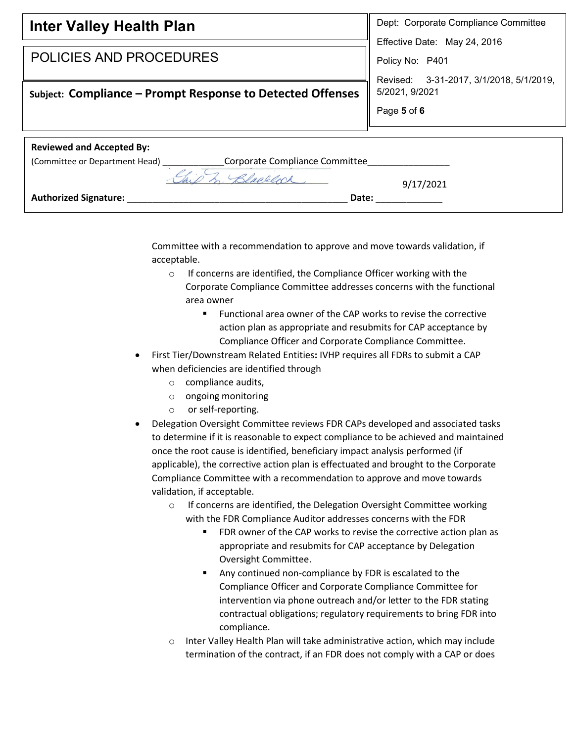Committee with a recommendation to approve and move towards validation, if acceptable.

  - If concerns are identified, the Compliance Officer working with the Corporate Compliance Committee addresses concerns with the functional area owner
    - Functional area owner of the CAP works to revise the corrective action plan as appropriate and resubmits for CAP acceptance by Compliance Officer and Corporate Compliance Committee.
- First Tier/Downstream Related Entities**:** IVHP requires all FDRs to submit a CAP when deficiencies are identified through
  - compliance audits,
  - ongoing monitoring
  - or self-reporting.
- Delegation Oversight Committee reviews FDR CAPs developed and associated tasks to determine if it is reasonable to expect compliance to be achieved and maintained once the root cause is identified, beneficiary impact analysis performed (if applicable), the corrective action plan is effectuated and brought to the Corporate Compliance Committee with a recommendation to approve and move towards validation, if acceptable.
  - If concerns are identified, the Delegation Oversight Committee working with the FDR Compliance Auditor addresses concerns with the FDR
    - FDR owner of the CAP works to revise the corrective action plan as appropriate and resubmits for CAP acceptance by Delegation Oversight Committee.
    - Any continued non-compliance by FDR is escalated to the Compliance Officer and Corporate Compliance Committee for intervention via phone outreach and/or letter to the FDR stating contractual obligations; regulatory requirements to bring FDR into compliance.
  - Inter Valley Health Plan will take administrative action, which may include termination of the contract, if an FDR does not comply with a CAP or does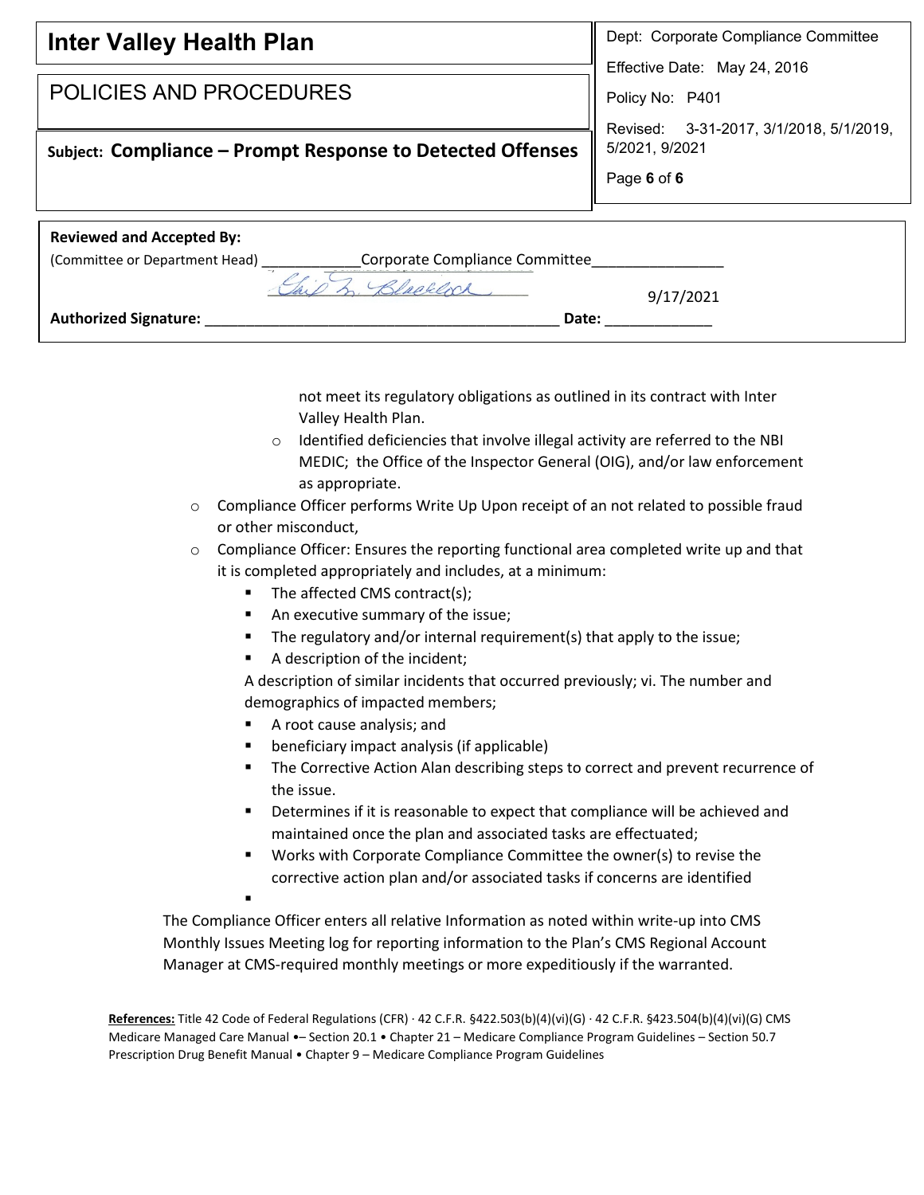not meet its regulatory obligations as outlined in its contract with Inter Valley Health Plan.

- Identified deficiencies that involve illegal activity are referred to the NBI MEDIC; the Office of the Inspector General (OIG), and/or law enforcement as appropriate.

- Compliance Officer performs Write Up Upon receipt of an not related to possible fraud or other misconduct,
- Compliance Officer: Ensures the reporting functional area completed write up and that it is completed appropriately and includes, at a minimum:
  - The affected CMS contract(s);
  - An executive summary of the issue;
  - The regulatory and/or internal requirement(s) that apply to the issue;
  - A description of the incident;

  A description of similar incidents that occurred previously; vi. The number and demographics of impacted members;
  - A root cause analysis; and
  - beneficiary impact analysis (if applicable)
  - The Corrective Action Alan describing steps to correct and prevent recurrence of the issue.
  - Determines if it is reasonable to expect that compliance will be achieved and maintained once the plan and associated tasks are effectuated;
  - Works with Corporate Compliance Committee the owner(s) to revise the corrective action plan and/or associated tasks if concerns are identified

The Compliance Officer enters all relative Information as noted within write-up into CMS Monthly Issues Meeting log for reporting information to the Plan's CMS Regional Account Manager at CMS-required monthly meetings or more expeditiously if the warranted.

**References:** Title 42 Code of Federal Regulations (CFR) · 42 C.F.R. §422.503(b)(4)(vi)(G) · 42 C.F.R. §423.504(b)(4)(vi)(G) CMS Medicare Managed Care Manual •– Section 20.1 • Chapter 21 – Medicare Compliance Program Guidelines – Section 50.7 Prescription Drug Benefit Manual • Chapter 9 – Medicare Compliance Program Guidelines